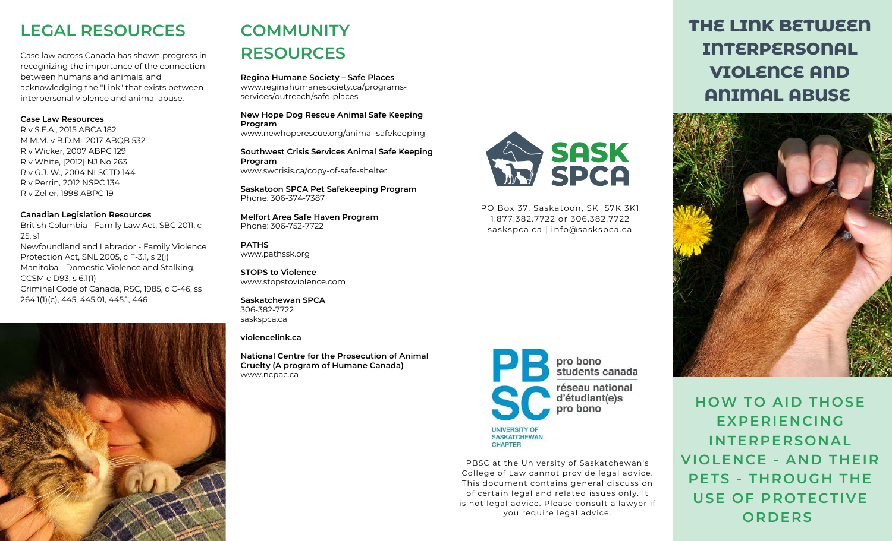## LEGAL RESOURCES

Case law across Canada has shown progress in recognizing the importance of the connection between humans and animals, and acknowledging the "Link" that exists between interpersonal violence and animal abuse.

**Case Law Resources**

R v S.E.A., 2015 ABCA 182
M.M.M. v B.D.M., 2017 ABQB 532
R v Wicker, 2007 ABPC 129
R v White, [2012] NJ No 263
R v G.J. W., 2004 NLSCTD 144
R v Perrin, 2012 NSPC 134
R v Zeller, 1998 ABPC 19

**Canadian Legislation Resources**

British Columbia - Family Law Act, SBC 2011, c 25, s1
Newfoundland and Labrador - Family Violence Protection Act, SNL 2005, c F-3.1, s 2(j)
Manitoba - Domestic Violence and Stalking, CCSM c D93, s 6.1(1)
Criminal Code of Canada, RSC, 1985, c C-46, ss 264.1(1)(c), 445, 445.01, 445.1, 446

## COMMUNITY RESOURCES

**Regina Humane Society – Safe Places**
www.reginahumanesociety.ca/programs-services/outreach/safe-places

**New Hope Dog Rescue Animal Safe Keeping Program**
www.newhoperescue.org/animal-safekeeping

**Southwest Crisis Services Animal Safe Keeping Program**
www.swcrisis.ca/copy-of-safe-shelter

**Saskatoon SPCA Pet Safekeeping Program**
Phone: 306-374-7387

**Melfort Area Safe Haven Program**
Phone: 306-752-7722

**PATHS**
www.pathssk.org

**STOPS to Violence**
www.stopstoviolence.com

**Saskatchewan SPCA**
306-382-7722
saskspca.ca

**violencelink.ca**

**National Centre for the Prosecution of Animal Cruelty (A program of Humane Canada)**
www.ncpac.ca

SASK SPCA

PO Box 37, Saskatoon, SK S7K 3K1
1.877.382.7722 or 306.382.7722
saskspca.ca | info@saskspca.ca

PBSC pro bono students canada
réseau national d'étudiant(e)s pro bono
UNIVERSITY OF SASKATCHEWAN CHAPTER

PBSC at the University of Saskatchewan's College of Law cannot provide legal advice. This document contains general discussion of certain legal and related issues only. It is not legal advice. Please consult a lawyer if you require legal advice.

# THE LINK BETWEEN INTERPERSONAL VIOLENCE AND ANIMAL ABUSE

## HOW TO AID THOSE EXPERIENCING INTERPERSONAL VIOLENCE - AND THEIR PETS - THROUGH THE USE OF PROTECTIVE ORDERS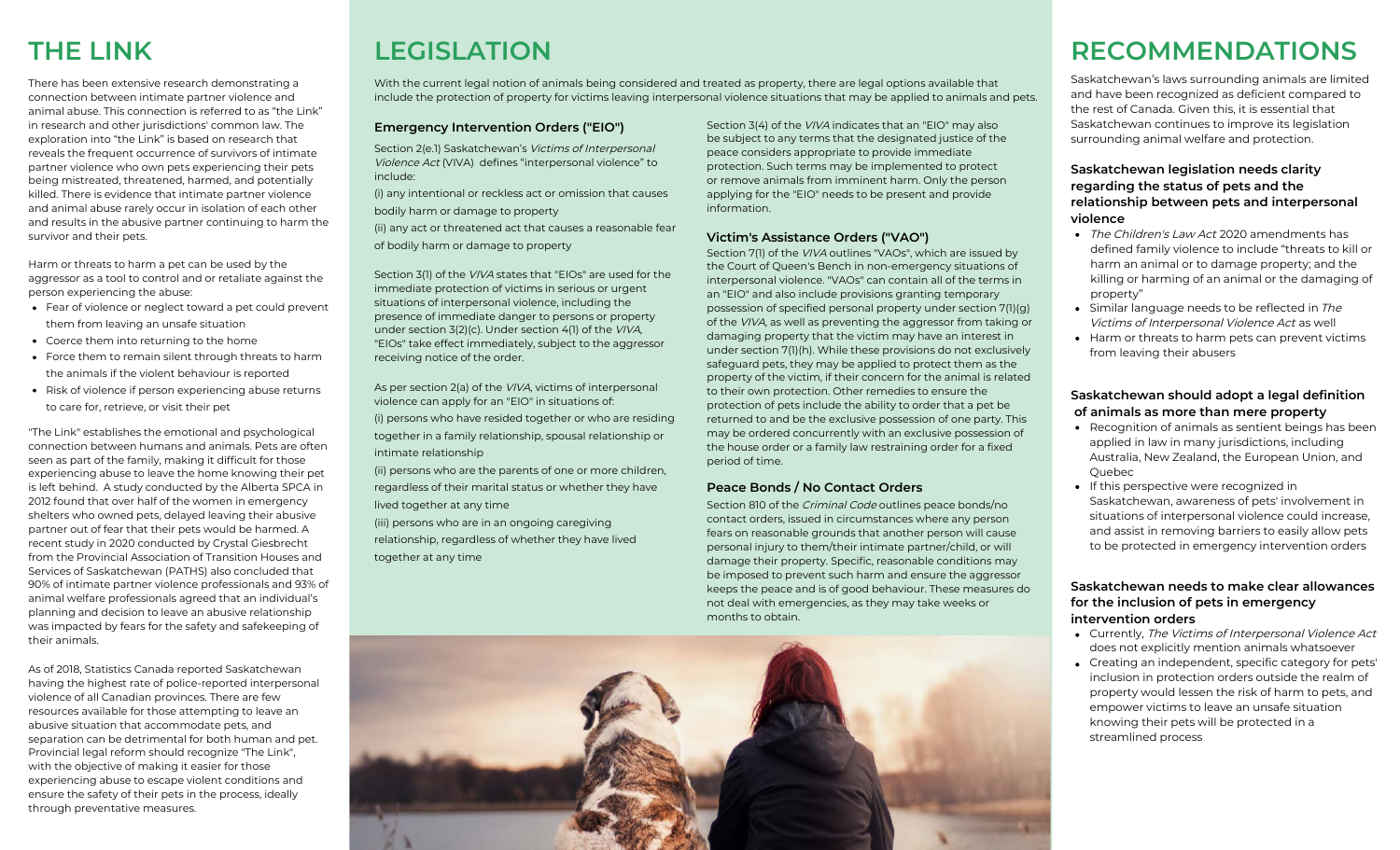# THE LINK

There has been extensive research demonstrating a connection between intimate partner violence and animal abuse. This connection is referred to as "the Link" in research and other jurisdictions' common law. The exploration into "the Link" is based on research that reveals the frequent occurrence of survivors of intimate partner violence who own pets experiencing their pets being mistreated, threatened, harmed, and potentially killed. There is evidence that intimate partner violence and animal abuse rarely occur in isolation of each other and results in the abusive partner continuing to harm the survivor and their pets.

Harm or threats to harm a pet can be used by the aggressor as a tool to control and or retaliate against the person experiencing the abuse:

- Fear of violence or neglect toward a pet could prevent them from leaving an unsafe situation
- Coerce them into returning to the home
- Force them to remain silent through threats to harm the animals if the violent behaviour is reported
- Risk of violence if person experiencing abuse returns to care for, retrieve, or visit their pet

"The Link" establishes the emotional and psychological connection between humans and animals. Pets are often seen as part of the family, making it difficult for those experiencing abuse to leave the home knowing their pet is left behind. A study conducted by the Alberta SPCA in 2012 found that over half of the women in emergency shelters who owned pets, delayed leaving their abusive partner out of fear that their pets would be harmed. A recent study in 2020 conducted by Crystal Giesbrecht from the Provincial Association of Transition Houses and Services of Saskatchewan (PATHS) also concluded that 90% of intimate partner violence professionals and 93% of animal welfare professionals agreed that an individual's planning and decision to leave an abusive relationship was impacted by fears for the safety and safekeeping of their animals.

As of 2018, Statistics Canada reported Saskatchewan having the highest rate of police-reported interpersonal violence of all Canadian provinces. There are few resources available for those attempting to leave an abusive situation that accommodate pets, and separation can be detrimental for both human and pet. Provincial legal reform should recognize "The Link", with the objective of making it easier for those experiencing abuse to escape violent conditions and ensure the safety of their pets in the process, ideally through preventative measures.

# LEGISLATION

With the current legal notion of animals being considered and treated as property, there are legal options available that include the protection of property for victims leaving interpersonal violence situations that may be applied to animals and pets.

### Emergency Intervention Orders ("EIO")

Section 2(e.1) Saskatchewan's *Victims of Interpersonal Violence Act* (VIVA) defines "interpersonal violence" to include:

(i) any intentional or reckless act or omission that causes bodily harm or damage to property

(ii) any act or threatened act that causes a reasonable fear of bodily harm or damage to property

Section 3(1) of the *VIVA* states that "EIOs" are used for the immediate protection of victims in serious or urgent situations of interpersonal violence, including the presence of immediate danger to persons or property under section 3(2)(c). Under section 4(1) of the *VIVA*, "EIOs" take effect immediately, subject to the aggressor receiving notice of the order.

As per section 2(a) of the *VIVA*, victims of interpersonal violence can apply for an "EIO" in situations of:

(i) persons who have resided together or who are residing together in a family relationship, spousal relationship or intimate relationship

(ii) persons who are the parents of one or more children, regardless of their marital status or whether they have lived together at any time

(iii) persons who are in an ongoing caregiving relationship, regardless of whether they have lived together at any time

Section 3(4) of the *VIVA* indicates that an "EIO" may also be subject to any terms that the designated justice of the peace considers appropriate to provide immediate protection. Such terms may be implemented to protect or remove animals from imminent harm. Only the person applying for the "EIO" needs to be present and provide information.

### Victim's Assistance Orders ("VAO")

Section 7(1) of the *VIVA* outlines "VAOs", which are issued by the Court of Queen's Bench in non-emergency situations of interpersonal violence. "VAOs" can contain all of the terms in an "EIO" and also include provisions granting temporary possession of specified personal property under section 7(1)(g) of the *VIVA*, as well as preventing the aggressor from taking or damaging property that the victim may have an interest in under section 7(1)(h). While these provisions do not exclusively safeguard pets, they may be applied to protect them as the property of the victim, if their concern for the animal is related to their own protection. Other remedies to ensure the protection of pets include the ability to order that a pet be returned to and be the exclusive possession of one party. This may be ordered concurrently with an exclusive possession of the house order or a family law restraining order for a fixed period of time.

### Peace Bonds / No Contact Orders

Section 810 of the *Criminal Code* outlines peace bonds/no contact orders, issued in circumstances where any person fears on reasonable grounds that another person will cause personal injury to them/their intimate partner/child, or will damage their property. Specific, reasonable conditions may be imposed to prevent such harm and ensure the aggressor keeps the peace and is of good behaviour. These measures do not deal with emergencies, as they may take weeks or months to obtain.

# RECOMMENDATIONS

Saskatchewan's laws surrounding animals are limited and have been recognized as deficient compared to the rest of Canada. Given this, it is essential that Saskatchewan continues to improve its legislation surrounding animal welfare and protection.

### Saskatchewan legislation needs clarity regarding the status of pets and the relationship between pets and interpersonal violence

- *The Children's Law Act* 2020 amendments has defined family violence to include "threats to kill or harm an animal or to damage property; and the killing or harming of an animal or the damaging of property"
- Similar language needs to be reflected in *The Victims of Interpersonal Violence Act* as well
- Harm or threats to harm pets can prevent victims from leaving their abusers

### Saskatchewan should adopt a legal definition of animals as more than mere property

- Recognition of animals as sentient beings has been applied in law in many jurisdictions, including Australia, New Zealand, the European Union, and Quebec
- If this perspective were recognized in Saskatchewan, awareness of pets' involvement in situations of interpersonal violence could increase, and assist in removing barriers to easily allow pets to be protected in emergency intervention orders

### Saskatchewan needs to make clear allowances for the inclusion of pets in emergency intervention orders

- Currently, *The Victims of Interpersonal Violence Act* does not explicitly mention animals whatsoever
- Creating an independent, specific category for pets' inclusion in protection orders outside the realm of property would lessen the risk of harm to pets, and empower victims to leave an unsafe situation knowing their pets will be protected in a streamlined process